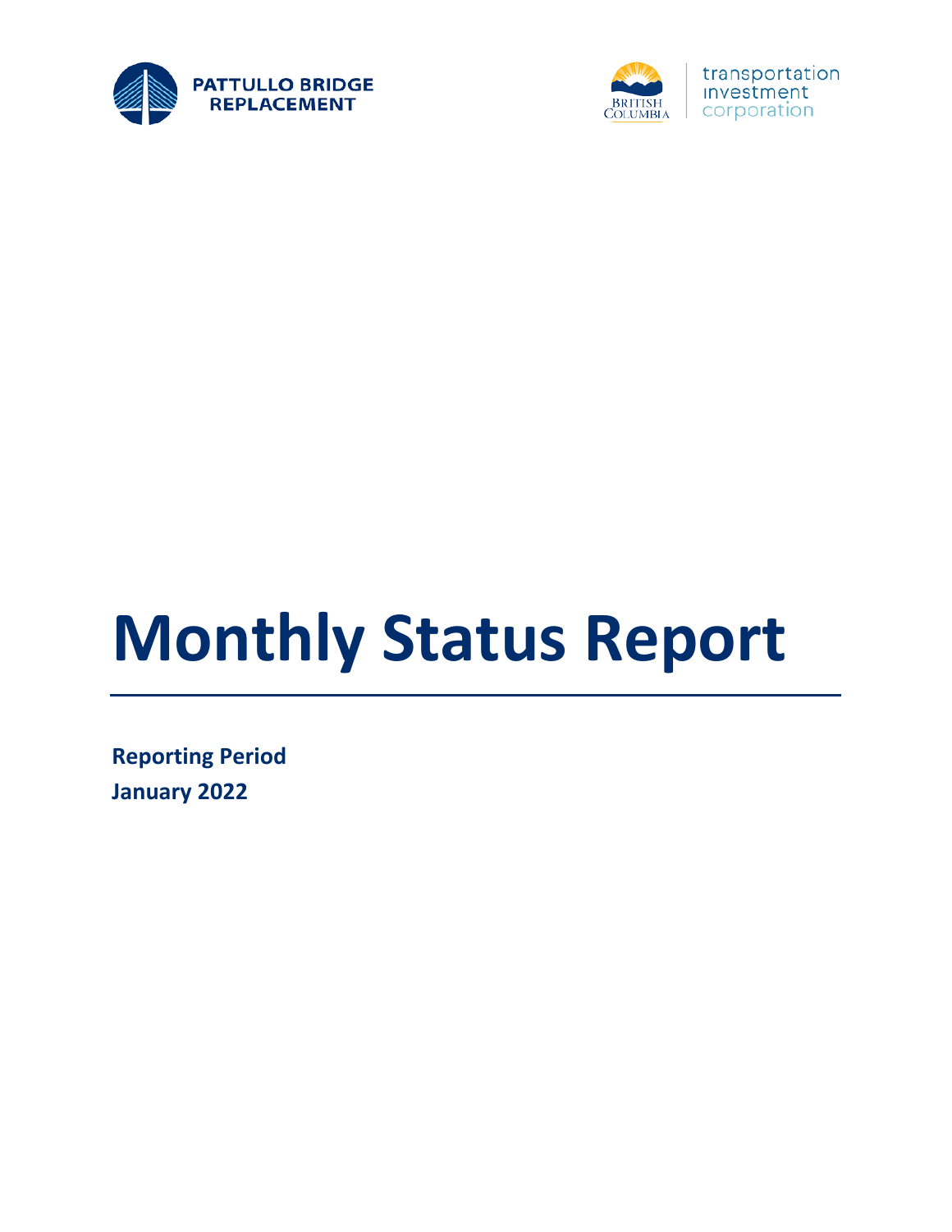PATTULLO BRIDGE REPLACEMENT

BRITISH COLUMBIA | transportation investment corporation

# Monthly Status Report

**Reporting Period**
**January 2022**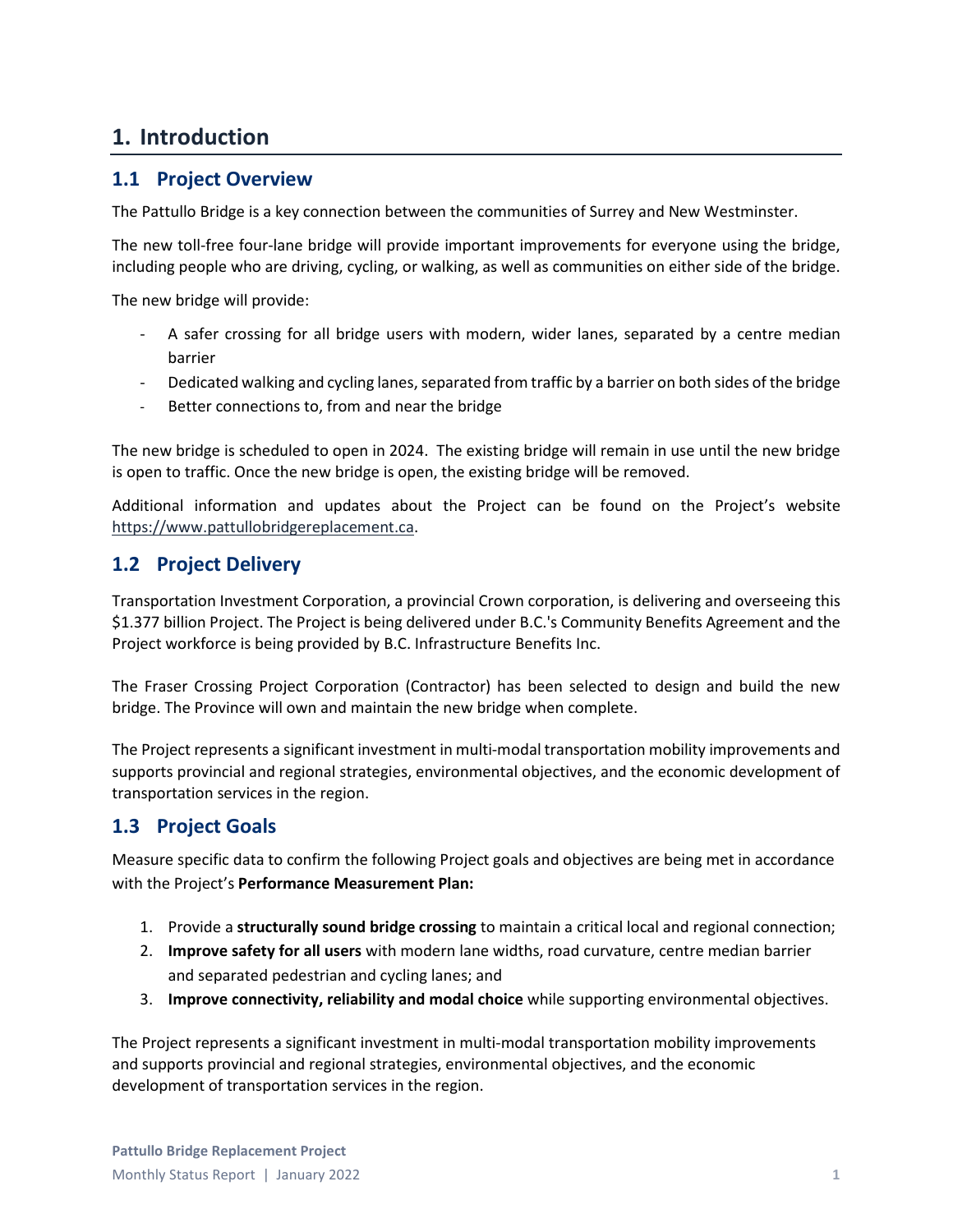# 1. Introduction

## 1.1 Project Overview

The Pattullo Bridge is a key connection between the communities of Surrey and New Westminster.

The new toll-free four-lane bridge will provide important improvements for everyone using the bridge, including people who are driving, cycling, or walking, as well as communities on either side of the bridge.

The new bridge will provide:

- A safer crossing for all bridge users with modern, wider lanes, separated by a centre median barrier
- Dedicated walking and cycling lanes, separated from traffic by a barrier on both sides of the bridge
- Better connections to, from and near the bridge

The new bridge is scheduled to open in 2024. The existing bridge will remain in use until the new bridge is open to traffic. Once the new bridge is open, the existing bridge will be removed.

Additional information and updates about the Project can be found on the Project's website https://www.pattullobridgereplacement.ca.

## 1.2 Project Delivery

Transportation Investment Corporation, a provincial Crown corporation, is delivering and overseeing this $1.377 billion Project. The Project is being delivered under B.C.'s Community Benefits Agreement and the Project workforce is being provided by B.C. Infrastructure Benefits Inc.

The Fraser Crossing Project Corporation (Contractor) has been selected to design and build the new bridge. The Province will own and maintain the new bridge when complete.

The Project represents a significant investment in multi-modal transportation mobility improvements and supports provincial and regional strategies, environmental objectives, and the economic development of transportation services in the region.

## 1.3 Project Goals

Measure specific data to confirm the following Project goals and objectives are being met in accordance with the Project's **Performance Measurement Plan:**

1. Provide a **structurally sound bridge crossing** to maintain a critical local and regional connection;
2. **Improve safety for all users** with modern lane widths, road curvature, centre median barrier and separated pedestrian and cycling lanes; and
3. **Improve connectivity, reliability and modal choice** while supporting environmental objectives.

The Project represents a significant investment in multi-modal transportation mobility improvements and supports provincial and regional strategies, environmental objectives, and the economic development of transportation services in the region.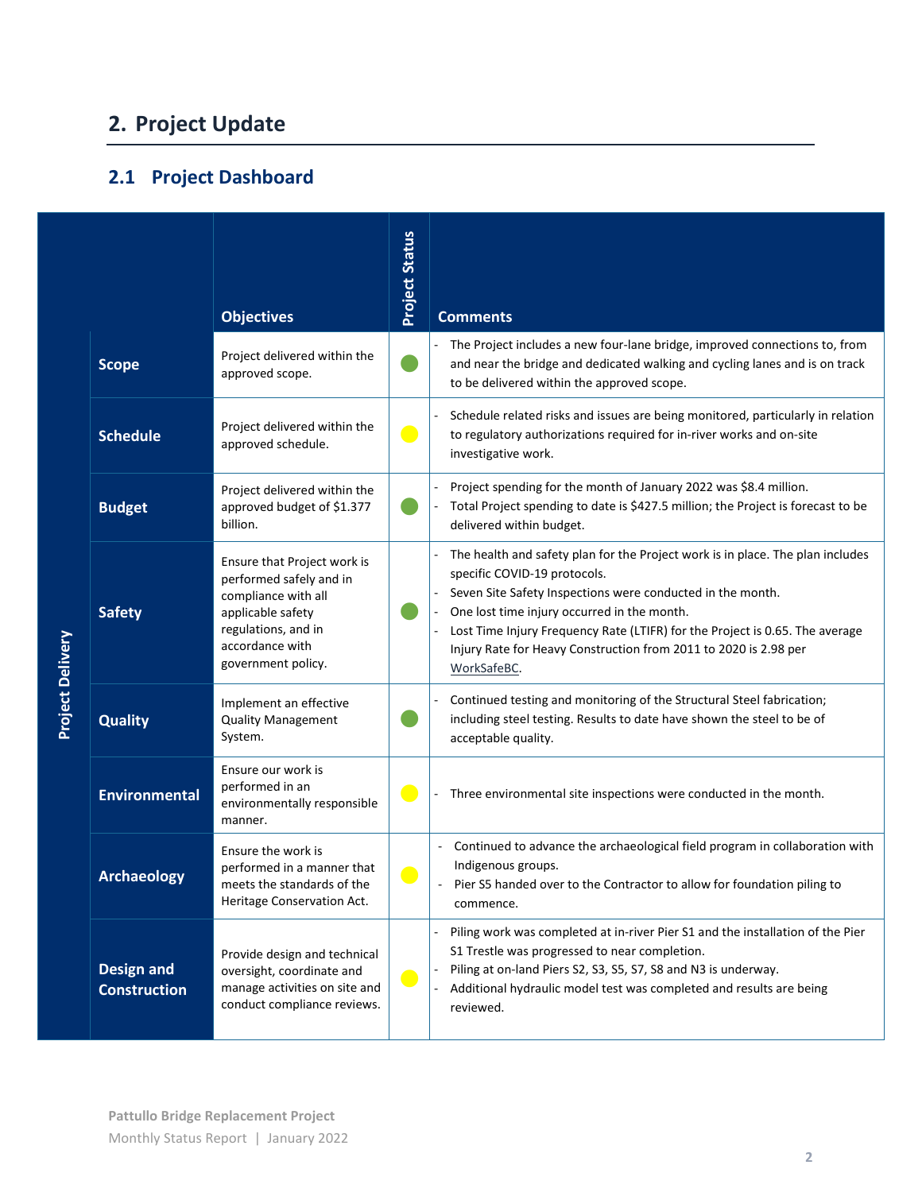## 2. Project Update

### 2.1 Project Dashboard

| Project Delivery | Objectives | Project Status | Comments |
|---|---|---|---|
| **Scope** | Project delivered within the approved scope. | 🟢 | - The Project includes a new four-lane bridge, improved connections to, from and near the bridge and dedicated walking and cycling lanes and is on track to be delivered within the approved scope. |
| **Schedule** | Project delivered within the approved schedule. | 🟡 | - Schedule related risks and issues are being monitored, particularly in relation to regulatory authorizations required for in-river works and on-site investigative work. |
| **Budget** | Project delivered within the approved budget of $1.377 billion. | 🟢 | - Project spending for the month of January 2022 was $8.4 million.<br>- Total Project spending to date is $427.5 million; the Project is forecast to be delivered within budget. |
| **Safety** | Ensure that Project work is performed safely and in compliance with all applicable safety regulations, and in accordance with government policy. | 🟢 | - The health and safety plan for the Project work is in place. The plan includes specific COVID-19 protocols.<br>- Seven Site Safety Inspections were conducted in the month.<br>- One lost time injury occurred in the month.<br>- Lost Time Injury Frequency Rate (LTIFR) for the Project is 0.65. The average Injury Rate for Heavy Construction from 2011 to 2020 is 2.98 per WorkSafeBC. |
| **Quality** | Implement an effective Quality Management System. | 🟢 | - Continued testing and monitoring of the Structural Steel fabrication; including steel testing. Results to date have shown the steel to be of acceptable quality. |
| **Environmental** | Ensure our work is performed in an environmentally responsible manner. | 🟡 | - Three environmental site inspections were conducted in the month. |
| **Archaeology** | Ensure the work is performed in a manner that meets the standards of the Heritage Conservation Act. | 🟡 | - Continued to advance the archaeological field program in collaboration with Indigenous groups.<br>- Pier S5 handed over to the Contractor to allow for foundation piling to commence. |
| **Design and Construction** | Provide design and technical oversight, coordinate and manage activities on site and conduct compliance reviews. | 🟡 | - Piling work was completed at in-river Pier S1 and the installation of the Pier S1 Trestle was progressed to near completion.<br>- Piling at on-land Piers S2, S3, S5, S7, S8 and N3 is underway.<br>- Additional hydraulic model test was completed and results are being reviewed. |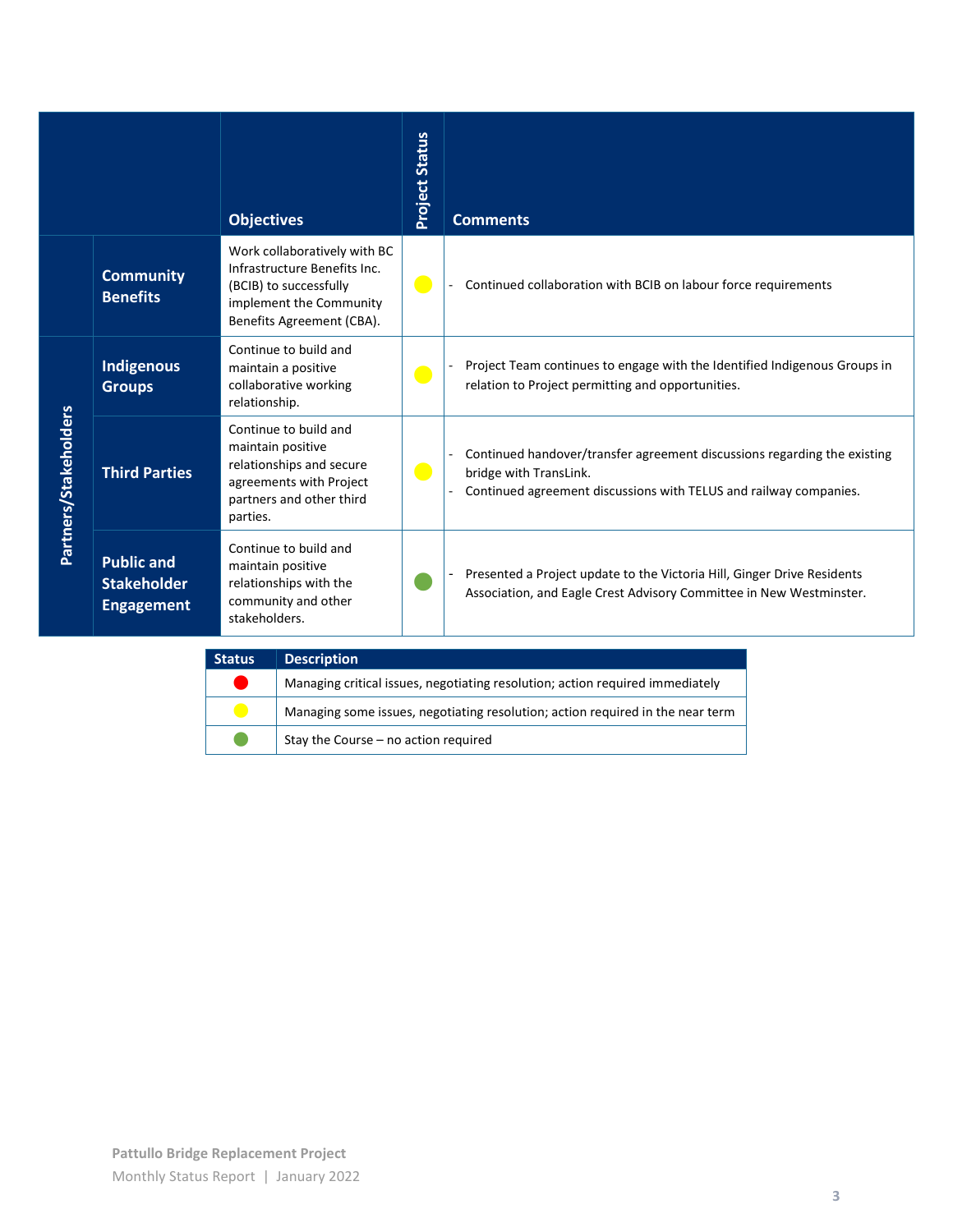| | | Objectives | Project Status | Comments |
|---|---|---|---|---|
| | **Community Benefits** | Work collaboratively with BC Infrastructure Benefits Inc. (BCIB) to successfully implement the Community Benefits Agreement (CBA). | Yellow | - Continued collaboration with BCIB on labour force requirements |
| **Partners/Stakeholders** | **Indigenous Groups** | Continue to build and maintain a positive collaborative working relationship. | Yellow | - Project Team continues to engage with the Identified Indigenous Groups in relation to Project permitting and opportunities. |
| | **Third Parties** | Continue to build and maintain positive relationships and secure agreements with Project partners and other third parties. | Yellow | - Continued handover/transfer agreement discussions regarding the existing bridge with TransLink.<br>- Continued agreement discussions with TELUS and railway companies. |
| | **Public and Stakeholder Engagement** | Continue to build and maintain positive relationships with the community and other stakeholders. | Green | - Presented a Project update to the Victoria Hill, Ginger Drive Residents Association, and Eagle Crest Advisory Committee in New Westminster. |

| Status | Description |
|---|---|
| Red | Managing critical issues, negotiating resolution; action required immediately |
| Yellow | Managing some issues, negotiating resolution; action required in the near term |
| Green | Stay the Course – no action required |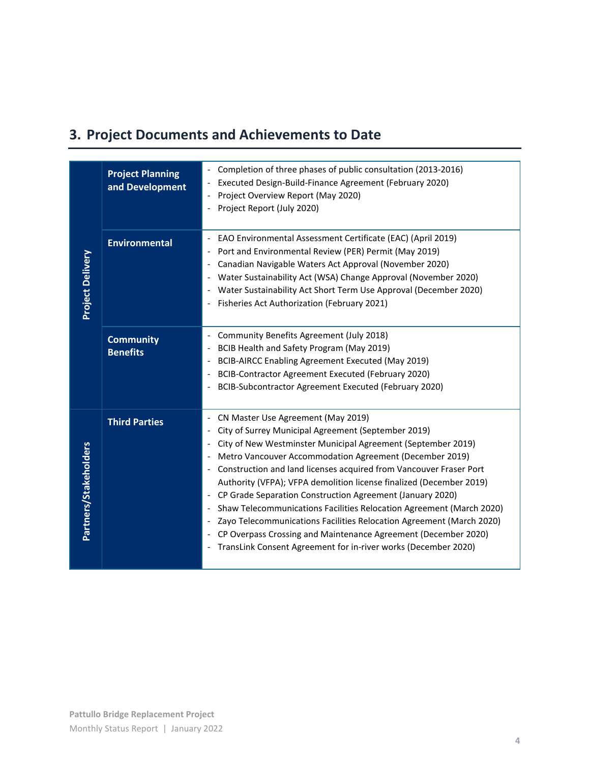## 3. Project Documents and Achievements to Date

| | | |
|---|---|---|
| **Project Delivery** | **Project Planning and Development** | - Completion of three phases of public consultation (2013-2016)<br>- Executed Design-Build-Finance Agreement (February 2020)<br>- Project Overview Report (May 2020)<br>- Project Report (July 2020) |
| | **Environmental** | - EAO Environmental Assessment Certificate (EAC) (April 2019)<br>- Port and Environmental Review (PER) Permit (May 2019)<br>- Canadian Navigable Waters Act Approval (November 2020)<br>- Water Sustainability Act (WSA) Change Approval (November 2020)<br>- Water Sustainability Act Short Term Use Approval (December 2020)<br>- Fisheries Act Authorization (February 2021) |
| | **Community Benefits** | - Community Benefits Agreement (July 2018)<br>- BCIB Health and Safety Program (May 2019)<br>- BCIB-AIRCC Enabling Agreement Executed (May 2019)<br>- BCIB-Contractor Agreement Executed (February 2020)<br>- BCIB-Subcontractor Agreement Executed (February 2020) |
| **Partners/Stakeholders** | **Third Parties** | - CN Master Use Agreement (May 2019)<br>- City of Surrey Municipal Agreement (September 2019)<br>- City of New Westminster Municipal Agreement (September 2019)<br>- Metro Vancouver Accommodation Agreement (December 2019)<br>- Construction and land licenses acquired from Vancouver Fraser Port Authority (VFPA); VFPA demolition license finalized (December 2019)<br>- CP Grade Separation Construction Agreement (January 2020)<br>- Shaw Telecommunications Facilities Relocation Agreement (March 2020)<br>- Zayo Telecommunications Facilities Relocation Agreement (March 2020)<br>- CP Overpass Crossing and Maintenance Agreement (December 2020)<br>- TransLink Consent Agreement for in-river works (December 2020) |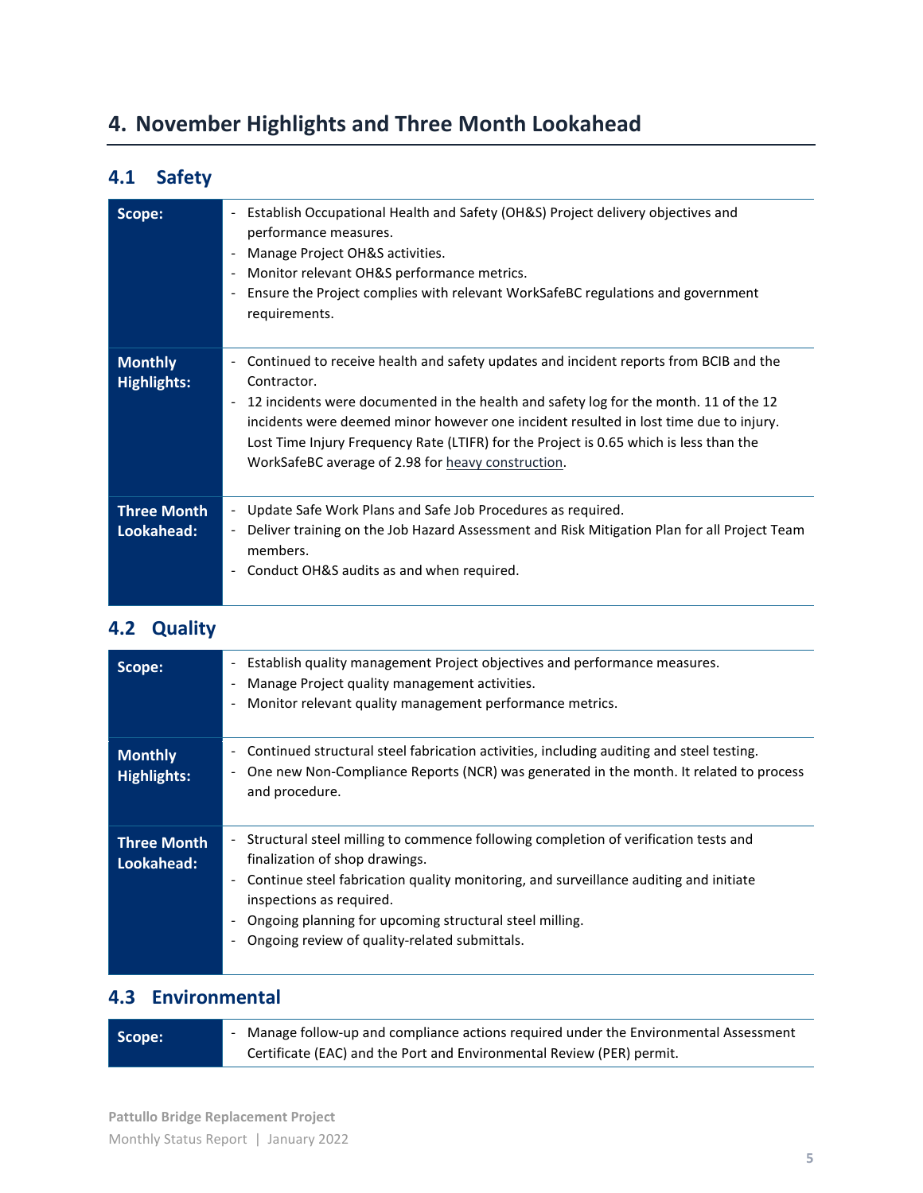# 4. November Highlights and Three Month Lookahead

## 4.1 Safety

| | |
|---|---|
| **Scope:** | - Establish Occupational Health and Safety (OH&S) Project delivery objectives and performance measures.<br>- Manage Project OH&S activities.<br>- Monitor relevant OH&S performance metrics.<br>- Ensure the Project complies with relevant WorkSafeBC regulations and government requirements. |
| **Monthly Highlights:** | - Continued to receive health and safety updates and incident reports from BCIB and the Contractor.<br>- 12 incidents were documented in the health and safety log for the month. 11 of the 12 incidents were deemed minor however one incident resulted in lost time due to injury. Lost Time Injury Frequency Rate (LTIFR) for the Project is 0.65 which is less than the WorkSafeBC average of 2.98 for heavy construction. |
| **Three Month Lookahead:** | - Update Safe Work Plans and Safe Job Procedures as required.<br>- Deliver training on the Job Hazard Assessment and Risk Mitigation Plan for all Project Team members.<br>- Conduct OH&S audits as and when required. |

## 4.2 Quality

| | |
|---|---|
| **Scope:** | - Establish quality management Project objectives and performance measures.<br>- Manage Project quality management activities.<br>- Monitor relevant quality management performance metrics. |
| **Monthly Highlights:** | - Continued structural steel fabrication activities, including auditing and steel testing.<br>- One new Non-Compliance Reports (NCR) was generated in the month. It related to process and procedure. |
| **Three Month Lookahead:** | - Structural steel milling to commence following completion of verification tests and finalization of shop drawings.<br>- Continue steel fabrication quality monitoring, and surveillance auditing and initiate inspections as required.<br>- Ongoing planning for upcoming structural steel milling.<br>- Ongoing review of quality-related submittals. |

## 4.3 Environmental

| | |
|---|---|
| **Scope:** | - Manage follow-up and compliance actions required under the Environmental Assessment Certificate (EAC) and the Port and Environmental Review (PER) permit. |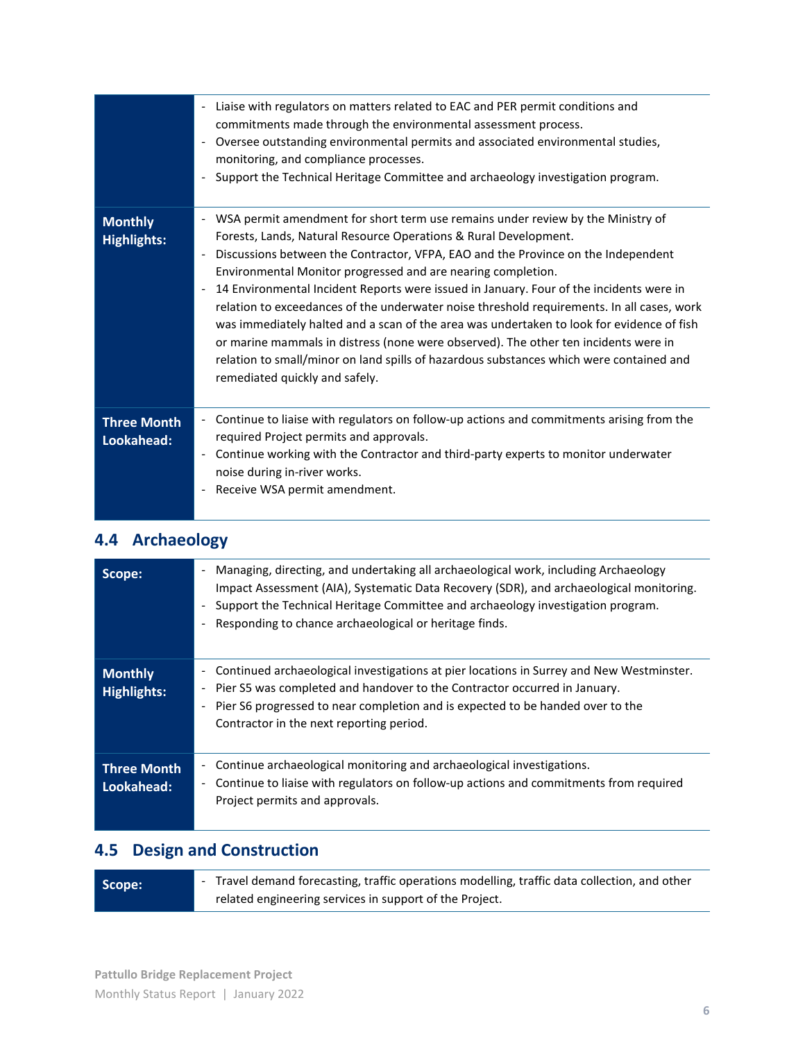| | |
|---|---|
| | - Liaise with regulators on matters related to EAC and PER permit conditions and commitments made through the environmental assessment process.<br>- Oversee outstanding environmental permits and associated environmental studies, monitoring, and compliance processes.<br>- Support the Technical Heritage Committee and archaeology investigation program. |
| **Monthly Highlights:** | - WSA permit amendment for short term use remains under review by the Ministry of Forests, Lands, Natural Resource Operations & Rural Development.<br>- Discussions between the Contractor, VFPA, EAO and the Province on the Independent Environmental Monitor progressed and are nearing completion.<br>- 14 Environmental Incident Reports were issued in January. Four of the incidents were in relation to exceedances of the underwater noise threshold requirements. In all cases, work was immediately halted and a scan of the area was undertaken to look for evidence of fish or marine mammals in distress (none were observed). The other ten incidents were in relation to small/minor on land spills of hazardous substances which were contained and remediated quickly and safely. |
| **Three Month Lookahead:** | - Continue to liaise with regulators on follow-up actions and commitments arising from the required Project permits and approvals.<br>- Continue working with the Contractor and third-party experts to monitor underwater noise during in-river works.<br>- Receive WSA permit amendment. |

## 4.4 Archaeology

| | |
|---|---|
| **Scope:** | - Managing, directing, and undertaking all archaeological work, including Archaeology Impact Assessment (AIA), Systematic Data Recovery (SDR), and archaeological monitoring.<br>- Support the Technical Heritage Committee and archaeology investigation program.<br>- Responding to chance archaeological or heritage finds. |
| **Monthly Highlights:** | - Continued archaeological investigations at pier locations in Surrey and New Westminster.<br>- Pier S5 was completed and handover to the Contractor occurred in January.<br>- Pier S6 progressed to near completion and is expected to be handed over to the Contractor in the next reporting period. |
| **Three Month Lookahead:** | - Continue archaeological monitoring and archaeological investigations.<br>- Continue to liaise with regulators on follow-up actions and commitments from required Project permits and approvals. |

## 4.5 Design and Construction

| | |
|---|---|
| **Scope:** | - Travel demand forecasting, traffic operations modelling, traffic data collection, and other related engineering services in support of the Project. |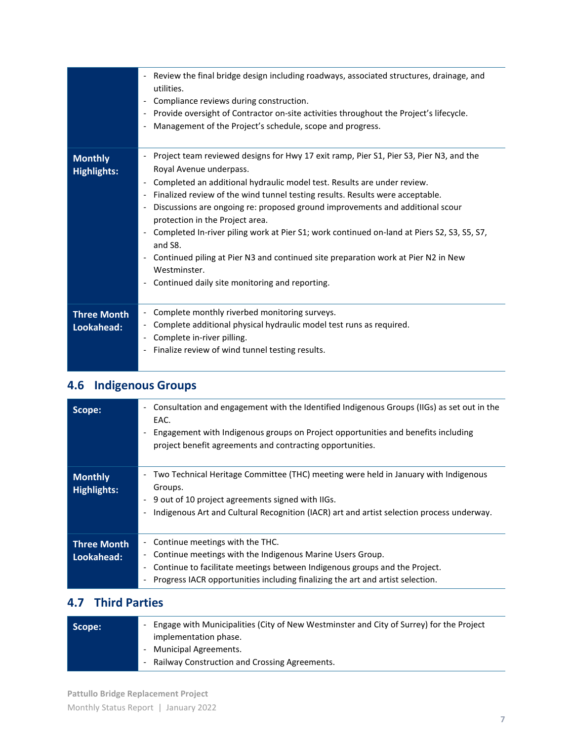| | |
|---|---|
| | - Review the final bridge design including roadways, associated structures, drainage, and utilities.<br>- Compliance reviews during construction.<br>- Provide oversight of Contractor on-site activities throughout the Project's lifecycle.<br>- Management of the Project's schedule, scope and progress. |
| **Monthly Highlights:** | - Project team reviewed designs for Hwy 17 exit ramp, Pier S1, Pier S3, Pier N3, and the Royal Avenue underpass.<br>- Completed an additional hydraulic model test. Results are under review.<br>- Finalized review of the wind tunnel testing results. Results were acceptable.<br>- Discussions are ongoing re: proposed ground improvements and additional scour protection in the Project area.<br>- Completed In-river piling work at Pier S1; work continued on-land at Piers S2, S3, S5, S7, and S8.<br>- Continued piling at Pier N3 and continued site preparation work at Pier N2 in New Westminster.<br>- Continued daily site monitoring and reporting. |
| **Three Month Lookahead:** | - Complete monthly riverbed monitoring surveys.<br>- Complete additional physical hydraulic model test runs as required.<br>- Complete in-river pilling.<br>- Finalize review of wind tunnel testing results. |

## 4.6 Indigenous Groups

| | |
|---|---|
| **Scope:** | - Consultation and engagement with the Identified Indigenous Groups (IIGs) as set out in the EAC.<br>- Engagement with Indigenous groups on Project opportunities and benefits including project benefit agreements and contracting opportunities. |
| **Monthly Highlights:** | - Two Technical Heritage Committee (THC) meeting were held in January with Indigenous Groups.<br>- 9 out of 10 project agreements signed with IIGs.<br>- Indigenous Art and Cultural Recognition (IACR) art and artist selection process underway. |
| **Three Month Lookahead:** | - Continue meetings with the THC.<br>- Continue meetings with the Indigenous Marine Users Group.<br>- Continue to facilitate meetings between Indigenous groups and the Project.<br>- Progress IACR opportunities including finalizing the art and artist selection. |

## 4.7 Third Parties

| | |
|---|---|
| **Scope:** | - Engage with Municipalities (City of New Westminster and City of Surrey) for the Project implementation phase.<br>- Municipal Agreements.<br>- Railway Construction and Crossing Agreements. |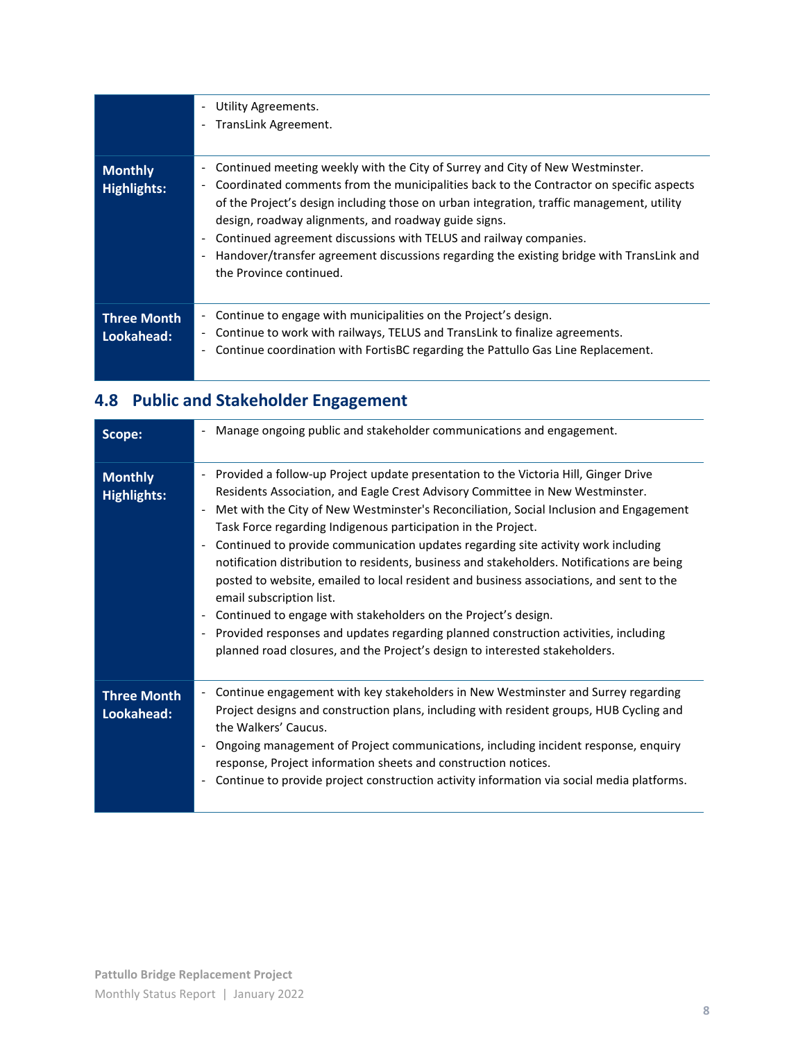| | |
|---|---|
| | - Utility Agreements.<br>- TransLink Agreement. |
| **Monthly Highlights:** | - Continued meeting weekly with the City of Surrey and City of New Westminster.<br>- Coordinated comments from the municipalities back to the Contractor on specific aspects of the Project's design including those on urban integration, traffic management, utility design, roadway alignments, and roadway guide signs.<br>- Continued agreement discussions with TELUS and railway companies.<br>- Handover/transfer agreement discussions regarding the existing bridge with TransLink and the Province continued. |
| **Three Month Lookahead:** | - Continue to engage with municipalities on the Project's design.<br>- Continue to work with railways, TELUS and TransLink to finalize agreements.<br>- Continue coordination with FortisBC regarding the Pattullo Gas Line Replacement. |

## 4.8 Public and Stakeholder Engagement

| | |
|---|---|
| **Scope:** | - Manage ongoing public and stakeholder communications and engagement. |
| **Monthly Highlights:** | - Provided a follow-up Project update presentation to the Victoria Hill, Ginger Drive Residents Association, and Eagle Crest Advisory Committee in New Westminster.<br>- Met with the City of New Westminster's Reconciliation, Social Inclusion and Engagement Task Force regarding Indigenous participation in the Project.<br>- Continued to provide communication updates regarding site activity work including notification distribution to residents, business and stakeholders. Notifications are being posted to website, emailed to local resident and business associations, and sent to the email subscription list.<br>- Continued to engage with stakeholders on the Project's design.<br>- Provided responses and updates regarding planned construction activities, including planned road closures, and the Project's design to interested stakeholders. |
| **Three Month Lookahead:** | - Continue engagement with key stakeholders in New Westminster and Surrey regarding Project designs and construction plans, including with resident groups, HUB Cycling and the Walkers' Caucus.<br>- Ongoing management of Project communications, including incident response, enquiry response, Project information sheets and construction notices.<br>- Continue to provide project construction activity information via social media platforms. |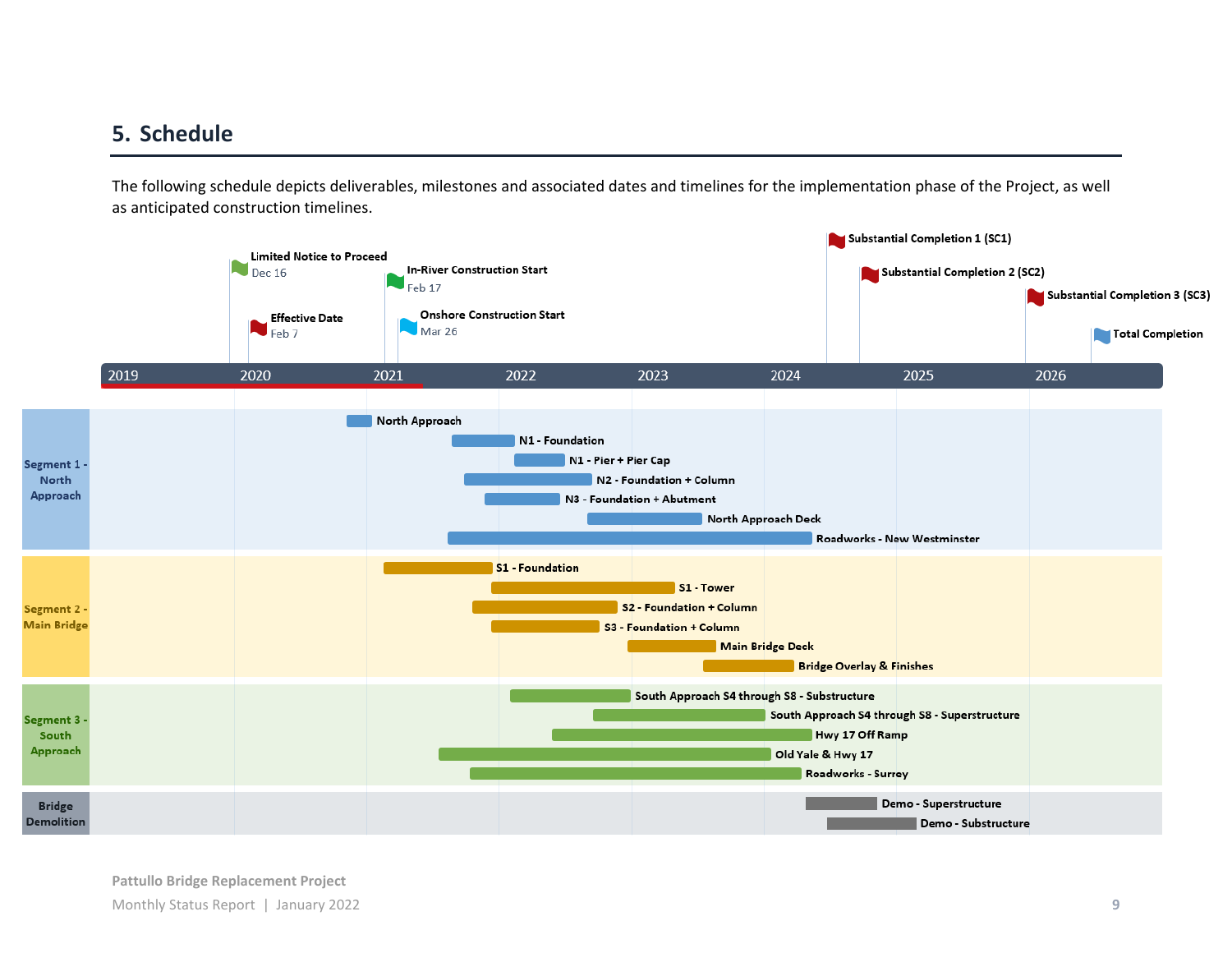## 5. Schedule

The following schedule depicts deliverables, milestones and associated dates and timelines for the implementation phase of the Project, as well as anticipated construction timelines.

**Milestones:**

- Limited Notice to Proceed – Dec 16
- Effective Date – Feb 7
- In-River Construction Start – Feb 17
- Onshore Construction Start – Mar 26
- Substantial Completion 1 (SC1)
- Substantial Completion 2 (SC2)
- Substantial Completion 3 (SC3)
- Total Completion

**Timeline:** 2019 | 2020 | 2021 | 2022 | 2023 | 2024 | 2025 | 2026

**Segment 1 - North Approach**

- North Approach
- N1 - Foundation
- N1 - Pier + Pier Cap
- N2 - Foundation + Column
- N3 - Foundation + Abutment
- North Approach Deck
- Roadworks - New Westminster

**Segment 2 - Main Bridge**

- S1 - Foundation
- S1 - Tower
- S2 - Foundation + Column
- S3 - Foundation + Column
- Main Bridge Deck
- Bridge Overlay & Finishes

**Segment 3 - South Approach**

- South Approach S4 through S8 - Substructure
- South Approach S4 through S8 - Superstructure
- Hwy 17 Off Ramp
- Old Yale & Hwy 17
- Roadworks - Surrey

**Bridge Demolition**

- Demo - Superstructure
- Demo - Substructure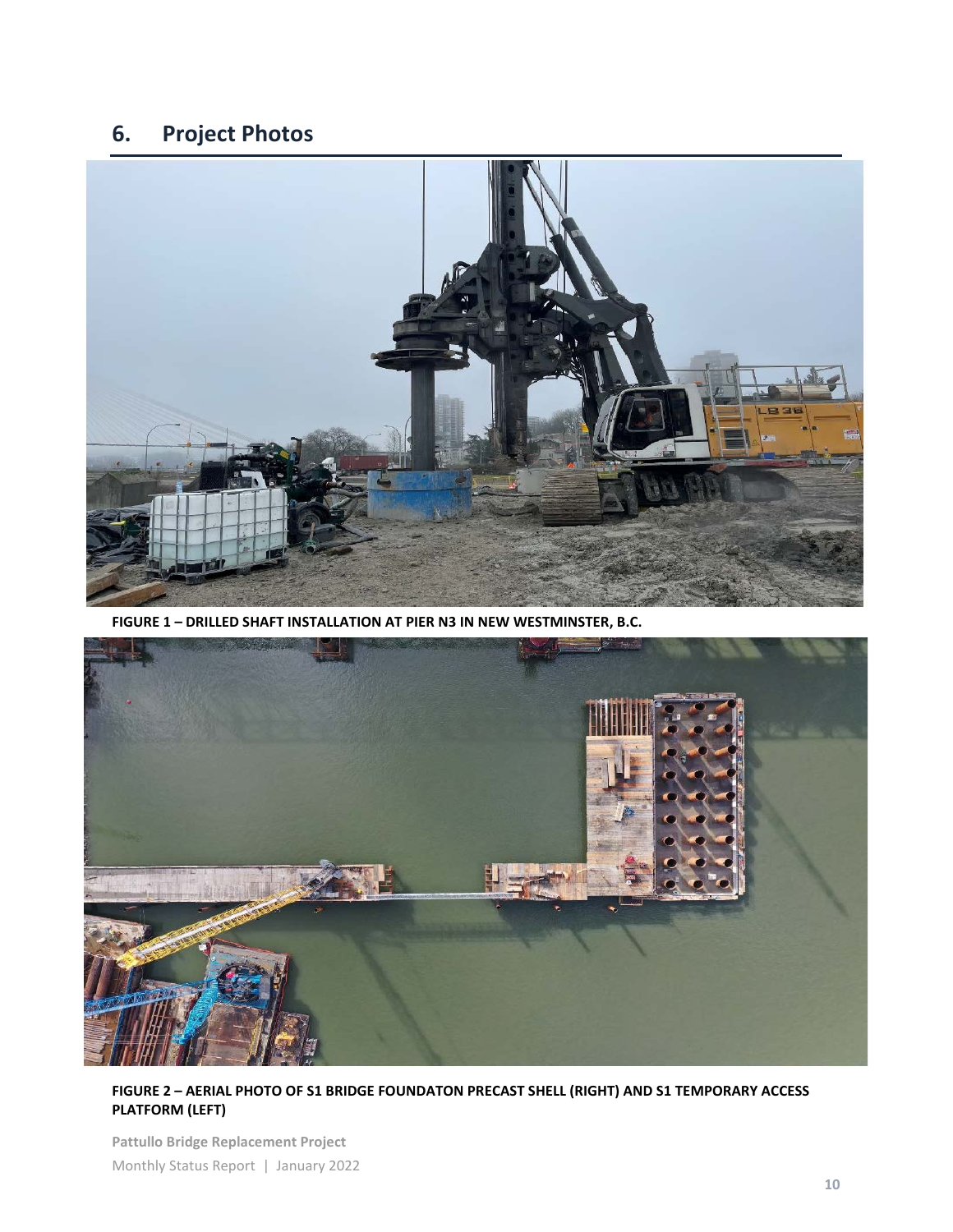## 6. Project Photos

FIGURE 1 – DRILLED SHAFT INSTALLATION AT PIER N3 IN NEW WESTMINSTER, B.C.

FIGURE 2 – AERIAL PHOTO OF S1 BRIDGE FOUNDATON PRECAST SHELL (RIGHT) AND S1 TEMPORARY ACCESS PLATFORM (LEFT)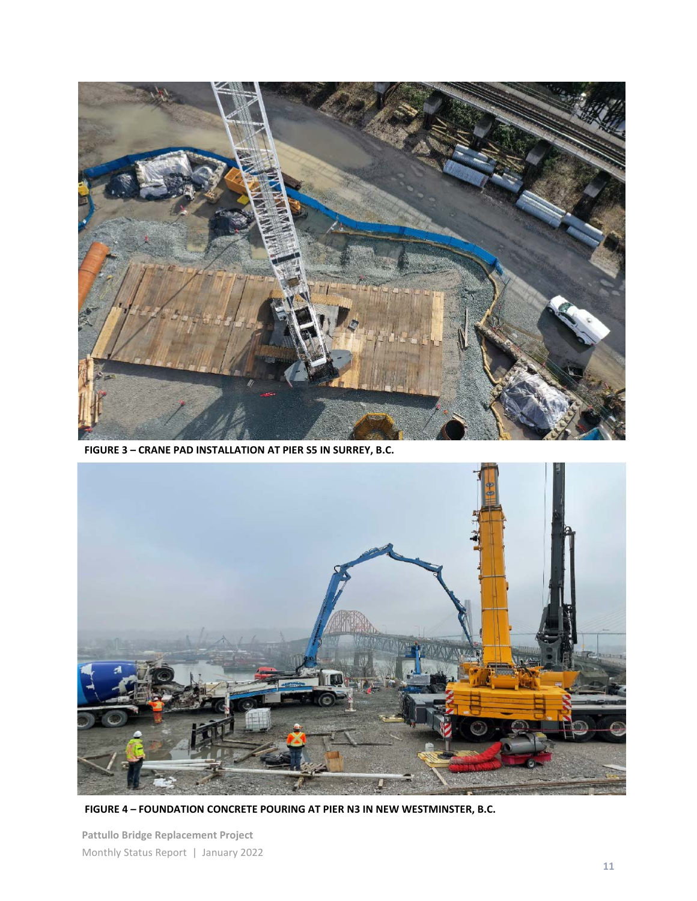FIGURE 3 – CRANE PAD INSTALLATION AT PIER S5 IN SURREY, B.C.

FIGURE 4 – FOUNDATION CONCRETE POURING AT PIER N3 IN NEW WESTMINSTER, B.C.